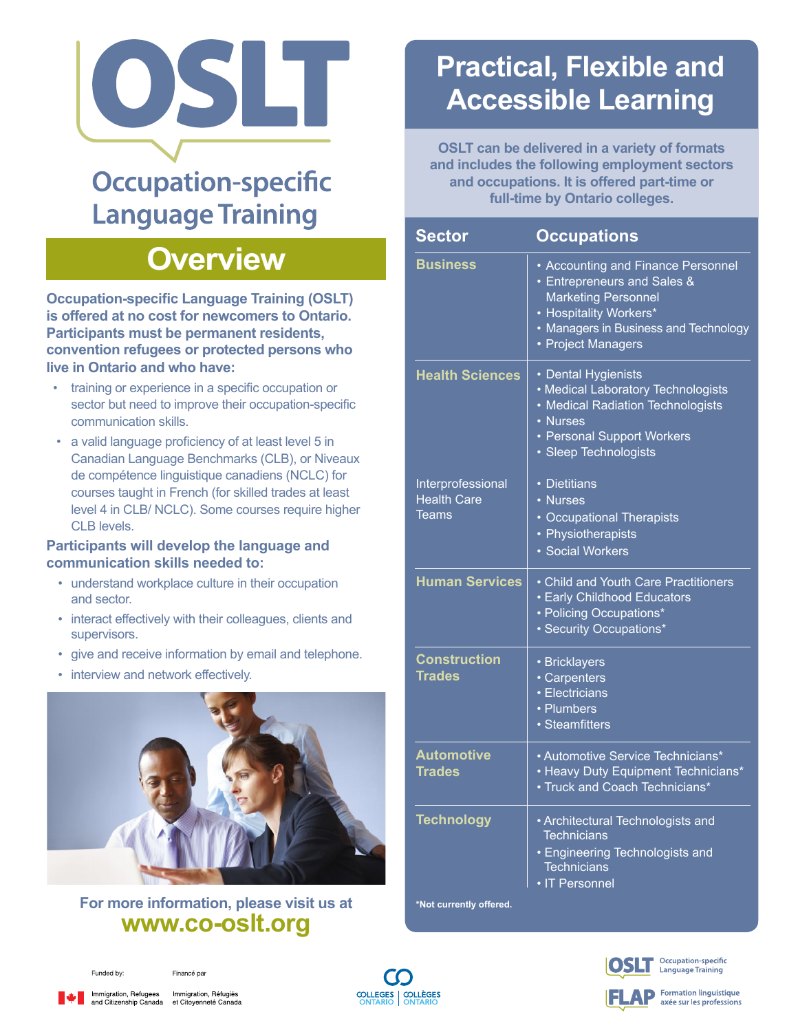# OSLT

## Occupation-specific Language Training

## Overview

**Occupation-specific Language Training (OSLT) is offered at no cost for newcomers to Ontario. Participants must be permanent residents, convention refugees or protected persons who live in Ontario and who have:**

- training or experience in a specific occupation or sector but need to improve their occupation-specific communication skills.
- a valid language proficiency of at least level 5 in Canadian Language Benchmarks (CLB), or Niveaux de compétence linguistique canadiens (NCLC) for courses taught in French (for skilled trades at least level 4 in CLB/ NCLC). Some courses require higher CLB levels.

**Participants will develop the language and communication skills needed to:**

- understand workplace culture in their occupation and sector.
- interact effectively with their colleagues, clients and supervisors.
- give and receive information by email and telephone.
- interview and network effectively.

For more information, please visit us at
**www.co-oslt.org**

## Practical, Flexible and Accessible Learning

**OSLT can be delivered in a variety of formats and includes the following employment sectors and occupations. It is offered part-time or full-time by Ontario colleges.**

| Sector | Occupations |
|---|---|
| **Business** | • Accounting and Finance Personnel<br>• Entrepreneurs and Sales & Marketing Personnel<br>• Hospitality Workers*<br>• Managers in Business and Technology<br>• Project Managers |
| **Health Sciences** | • Dental Hygienists<br>• Medical Laboratory Technologists<br>• Medical Radiation Technologists<br>• Nurses<br>• Personal Support Workers<br>• Sleep Technologists |
| Interprofessional Health Care Teams | • Dietitians<br>• Nurses<br>• Occupational Therapists<br>• Physiotherapists<br>• Social Workers |
| **Human Services** | • Child and Youth Care Practitioners<br>• Early Childhood Educators<br>• Policing Occupations*<br>• Security Occupations* |
| **Construction Trades** | • Bricklayers<br>• Carpenters<br>• Electricians<br>• Plumbers<br>• Steamfitters |
| **Automotive Trades** | • Automotive Service Technicians*<br>• Heavy Duty Equipment Technicians*<br>• Truck and Coach Technicians* |
| **Technology** | • Architectural Technologists and Technicians<br>• Engineering Technologists and Technicians<br>• IT Personnel |

***Not currently offered.**

Funded by: Immigration, Refugees and Citizenship Canada | Financé par Immigration, Réfugiés et Citoyenneté Canada

Colleges Ontario | Collèges Ontario

OSLT Occupation-specific Language Training

FLAP Formation linguistique axée sur les professions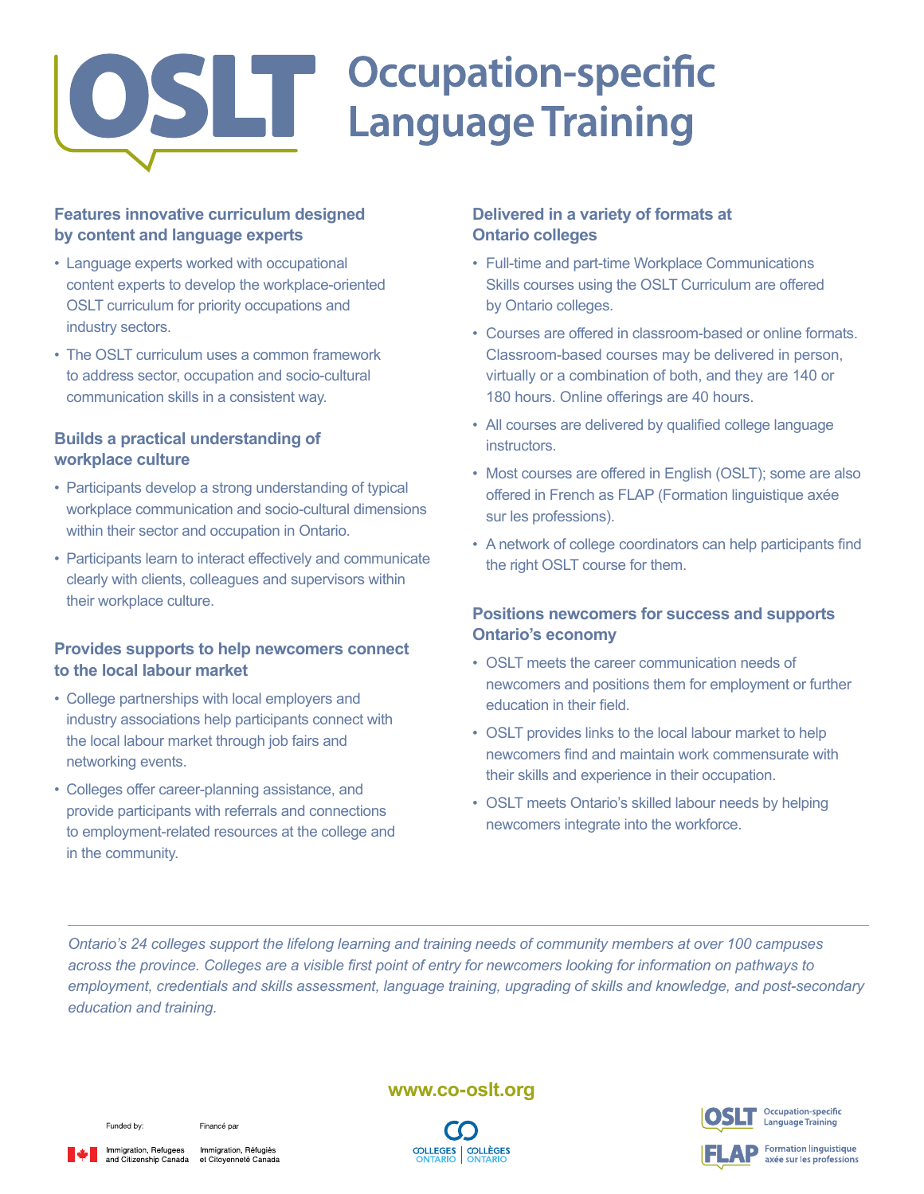# OSLT Occupation-specific Language Training

### Features innovative curriculum designed by content and language experts

- Language experts worked with occupational content experts to develop the workplace-oriented OSLT curriculum for priority occupations and industry sectors.
- The OSLT curriculum uses a common framework to address sector, occupation and socio-cultural communication skills in a consistent way.

### Builds a practical understanding of workplace culture

- Participants develop a strong understanding of typical workplace communication and socio-cultural dimensions within their sector and occupation in Ontario.
- Participants learn to interact effectively and communicate clearly with clients, colleagues and supervisors within their workplace culture.

### Provides supports to help newcomers connect to the local labour market

- College partnerships with local employers and industry associations help participants connect with the local labour market through job fairs and networking events.
- Colleges offer career-planning assistance, and provide participants with referrals and connections to employment-related resources at the college and in the community.

### Delivered in a variety of formats at Ontario colleges

- Full-time and part-time Workplace Communications Skills courses using the OSLT Curriculum are offered by Ontario colleges.
- Courses are offered in classroom-based or online formats. Classroom-based courses may be delivered in person, virtually or a combination of both, and they are 140 or 180 hours. Online offerings are 40 hours.
- All courses are delivered by qualified college language instructors.
- Most courses are offered in English (OSLT); some are also offered in French as FLAP (Formation linguistique axée sur les professions).
- A network of college coordinators can help participants find the right OSLT course for them.

### Positions newcomers for success and supports Ontario's economy

- OSLT meets the career communication needs of newcomers and positions them for employment or further education in their field.
- OSLT provides links to the local labour market to help newcomers find and maintain work commensurate with their skills and experience in their occupation.
- OSLT meets Ontario's skilled labour needs by helping newcomers integrate into the workforce.

---

*Ontario's 24 colleges support the lifelong learning and training needs of community members at over 100 campuses across the province. Colleges are a visible first point of entry for newcomers looking for information on pathways to employment, credentials and skills assessment, language training, upgrading of skills and knowledge, and post-secondary education and training.*

**www.co-oslt.org**

Funded by: Immigration, Refugees and Citizenship Canada

Financé par : Immigration, Réfugiés et Citoyenneté Canada

Colleges Ontario | Collèges Ontario

OSLT Occupation-specific Language Training

FLAP Formation linguistique axée sur les professions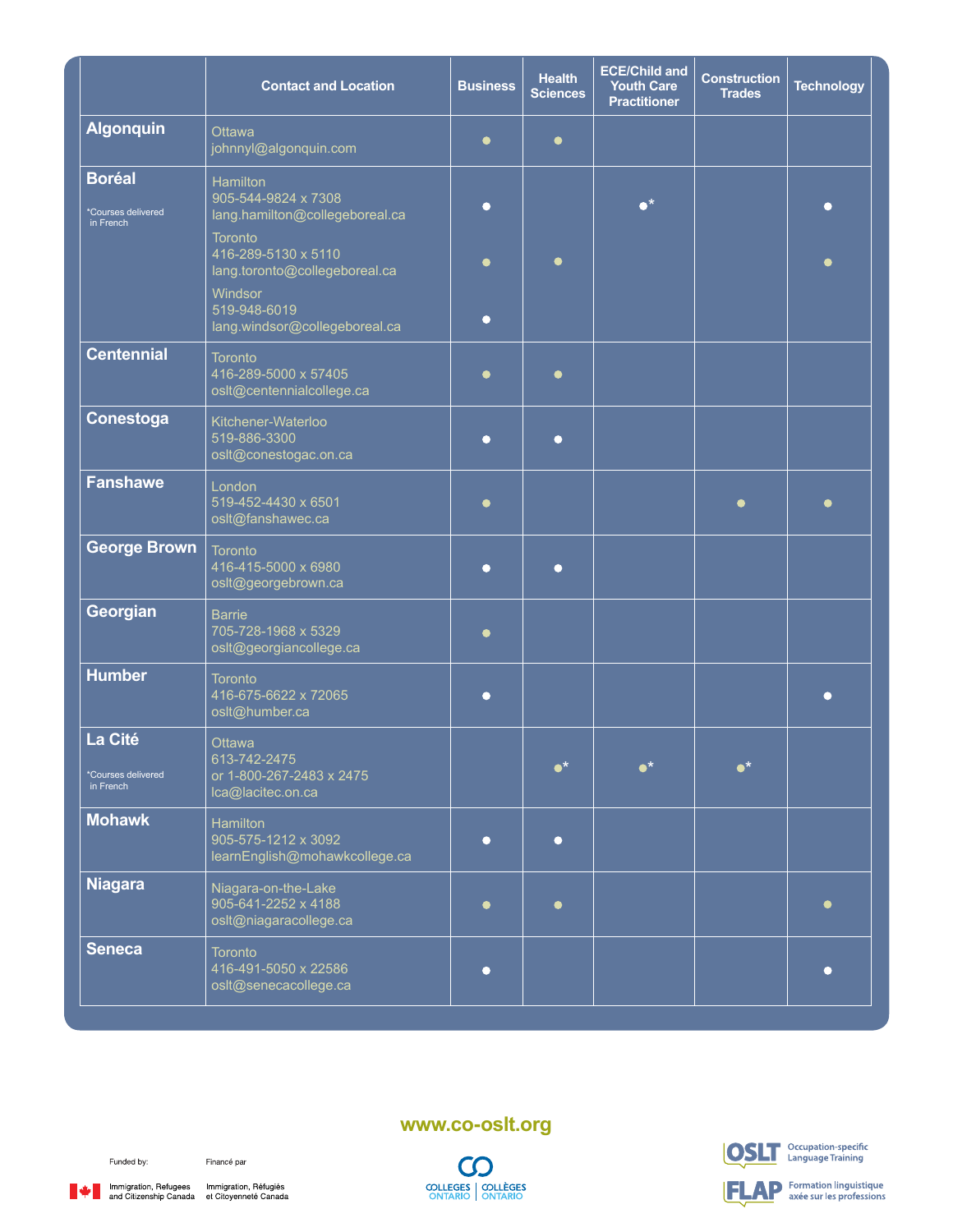| | Contact and Location | Business | Health Sciences | ECE/Child and Youth Care Practitioner | Construction Trades | Technology |
|---|---|---|---|---|---|---|
| **Algonquin** | Ottawa<br>johnnyl@algonquin.com | ● | ● | | | |
| **Boréal**<br>*Courses delivered in French | Hamilton<br>905-544-9824 x 7308<br>lang.hamilton@collegeboreal.ca | ● | | ●* | | ● |
| | Toronto<br>416-289-5130 x 5110<br>lang.toronto@collegeboreal.ca | ● | ● | | | ● |
| | Windsor<br>519-948-6019<br>lang.windsor@collegeboreal.ca | ● | | | | |
| **Centennial** | Toronto<br>416-289-5000 x 57405<br>oslt@centennialcollege.ca | ● | ● | | | |
| **Conestoga** | Kitchener-Waterloo<br>519-886-3300<br>oslt@conestogac.on.ca | ● | ● | | | |
| **Fanshawe** | London<br>519-452-4430 x 6501<br>oslt@fanshawec.ca | ● | | | ● | ● |
| **George Brown** | Toronto<br>416-415-5000 x 6980<br>oslt@georgebrown.ca | ● | ● | | | |
| **Georgian** | Barrie<br>705-728-1968 x 5329<br>oslt@georgiancollege.ca | ● | | | | |
| **Humber** | Toronto<br>416-675-6622 x 72065<br>oslt@humber.ca | ● | | | | ● |
| **La Cité**<br>*Courses delivered in French | Ottawa<br>613-742-2475<br>or 1-800-267-2483 x 2475<br>lca@lacitec.on.ca | | ●* | ●* | ●* | |
| **Mohawk** | Hamilton<br>905-575-1212 x 3092<br>learnEnglish@mohawkcollege.ca | ● | ● | | | |
| **Niagara** | Niagara-on-the-Lake<br>905-641-2252 x 4188<br>oslt@niagaracollege.ca | ● | ● | | | ● |
| **Seneca** | Toronto<br>416-491-5050 x 22586<br>oslt@senecacollege.ca | ● | | | | ● |

**www.co-oslt.org**

Funded by: Financé par

Immigration, Refugees and Citizenship Canada | Immigration, Réfugiés et Citoyenneté Canada

COLLEGES ONTARIO | COLLÈGES ONTARIO

OSLT Occupation-specific Language Training

FLAP Formation linguistique axée sur les professions